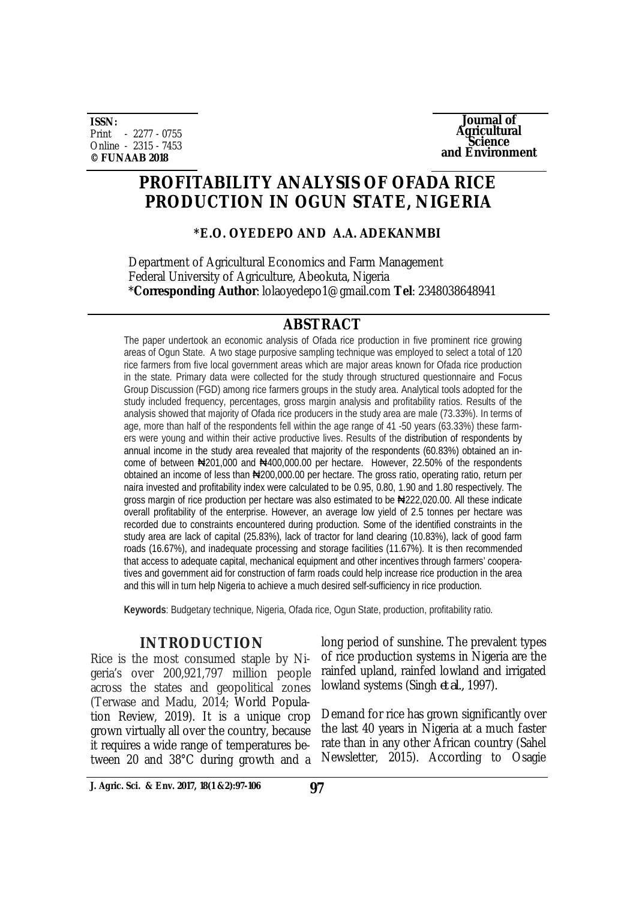**ISSN:**
Print - 2277 - 0755
Online - 2315 - 7453
**© FUNAAB 2018**

**Journal of Agricultural Science and Environment**

# PROFITABILITY ANALYSIS OF OFADA RICE PRODUCTION IN OGUN STATE, NIGERIA

**\*E.O. OYEDEPO AND A.A. ADEKANMBI**

Department of Agricultural Economics and Farm Management
Federal University of Agriculture, Abeokuta, Nigeria
\***Corresponding Author**: lolaoyedepo1@gmail.com **Tel**: 2348038648941

## ABSTRACT

The paper undertook an economic analysis of Ofada rice production in five prominent rice growing areas of Ogun State. A two stage purposive sampling technique was employed to select a total of 120 rice farmers from five local government areas which are major areas known for Ofada rice production in the state. Primary data were collected for the study through structured questionnaire and Focus Group Discussion (FGD) among rice farmers groups in the study area. Analytical tools adopted for the study included frequency, percentages, gross margin analysis and profitability ratios. Results of the analysis showed that majority of Ofada rice producers in the study area are male (73.33%). In terms of age, more than half of the respondents fell within the age range of 41 -50 years (63.33%) these farmers were young and within their active productive lives. Results of the distribution of respondents by annual income in the study area revealed that majority of the respondents (60.83%) obtained an income of between ₦201,000 and ₦400,000.00 per hectare. However, 22.50% of the respondents obtained an income of less than ₦200,000.00 per hectare. The gross ratio, operating ratio, return per naira invested and profitability index were calculated to be 0.95, 0.80, 1.90 and 1.80 respectively. The gross margin of rice production per hectare was also estimated to be ₦222,020.00. All these indicate overall profitability of the enterprise. However, an average low yield of 2.5 tonnes per hectare was recorded due to constraints encountered during production. Some of the identified constraints in the study area are lack of capital (25.83%), lack of tractor for land clearing (10.83%), lack of good farm roads (16.67%), and inadequate processing and storage facilities (11.67%). It is then recommended that access to adequate capital, mechanical equipment and other incentives through farmers' cooperatives and government aid for construction of farm roads could help increase rice production in the area and this will in turn help Nigeria to achieve a much desired self-sufficiency in rice production.

**Keywords**: Budgetary technique, Nigeria, Ofada rice, Ogun State, production, profitability ratio.

## INTRODUCTION

Rice is the most consumed staple by Nigeria's over 200,921,797 million people across the states and geopolitical zones (Terwase and Madu, 2014; World Population Review, 2019). It is a unique crop grown virtually all over the country, because it requires a wide range of temperatures between 20 and 38°C during growth and a long period of sunshine. The prevalent types of rice production systems in Nigeria are the rainfed upland, rainfed lowland and irrigated lowland systems (Singh *et al.*, 1997).

Demand for rice has grown significantly over the last 40 years in Nigeria at a much faster rate than in any other African country (Sahel Newsletter, 2015). According to Osagie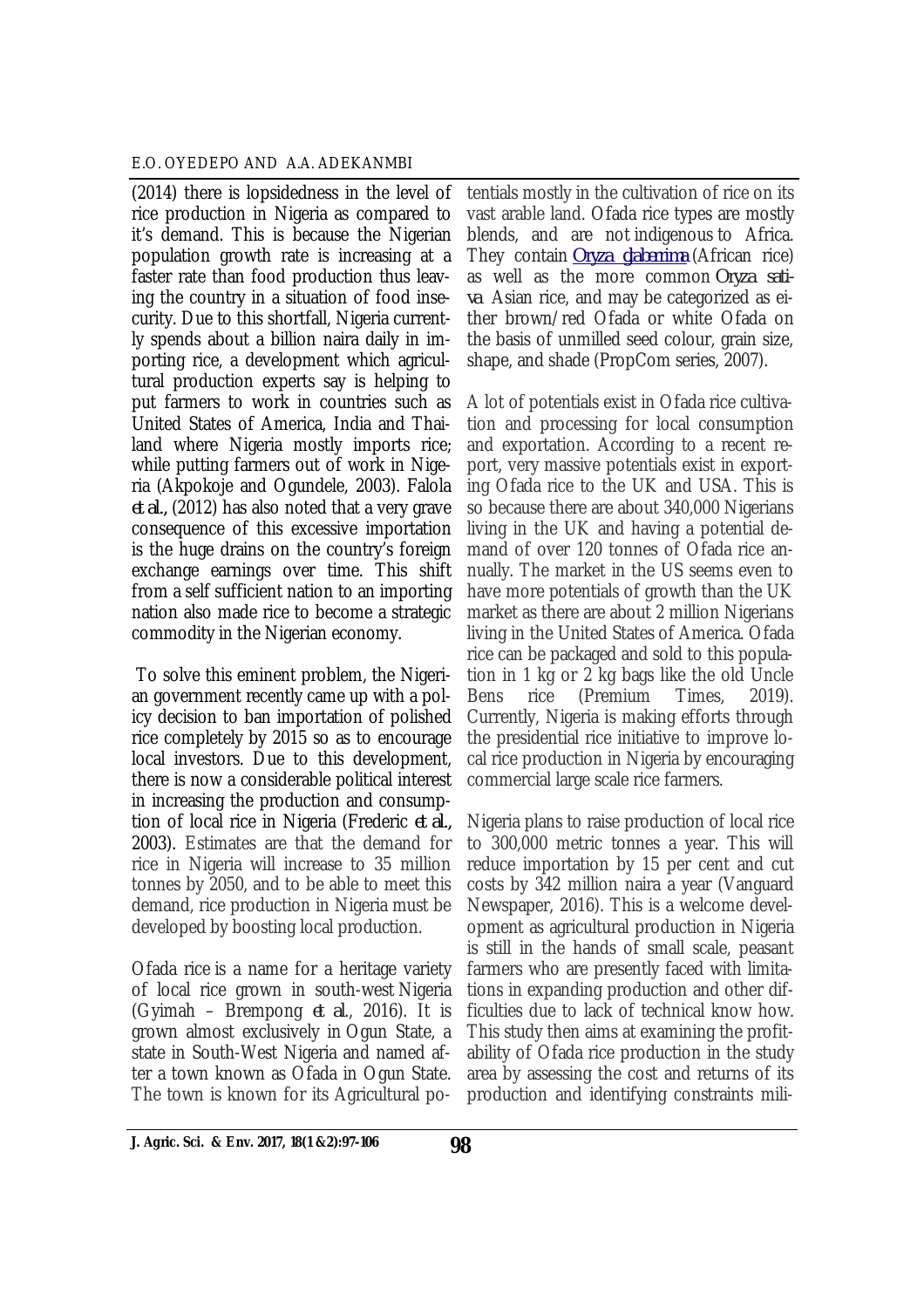(2014) there is lopsidedness in the level of rice production in Nigeria as compared to it's demand. This is because the Nigerian population growth rate is increasing at a faster rate than food production thus leaving the country in a situation of food insecurity. Due to this shortfall, Nigeria currently spends about a billion naira daily in importing rice, a development which agricultural production experts say is helping to put farmers to work in countries such as United States of America, India and Thailand where Nigeria mostly imports rice; while putting farmers out of work in Nigeria (Akpokoje and Ogundele, 2003). Falola *et al.*, (2012) has also noted that a very grave consequence of this excessive importation is the huge drains on the country's foreign exchange earnings over time. This shift from a self sufficient nation to an importing nation also made rice to become a strategic commodity in the Nigerian economy.

To solve this eminent problem, the Nigerian government recently came up with a policy decision to ban importation of polished rice completely by 2015 so as to encourage local investors. Due to this development, there is now a considerable political interest in increasing the production and consumption of local rice in Nigeria (Frederic *et al.*, 2003). Estimates are that the demand for rice in Nigeria will increase to 35 million tonnes by 2050, and to be able to meet this demand, rice production in Nigeria must be developed by boosting local production.

Ofada rice is a name for a heritage variety of local rice grown in south-west Nigeria (Gyimah – Brempong *et al.*, 2016). It is grown almost exclusively in Ogun State, a state in South-West Nigeria and named after a town known as Ofada in Ogun State. The town is known for its Agricultural potentials mostly in the cultivation of rice on its vast arable land. Ofada rice types are mostly blends, and are not indigenous to Africa. They contain *Oryza glaberrima* (African rice) as well as the more common *Oryza sativa* Asian rice, and may be categorized as either brown/red Ofada or white Ofada on the basis of unmilled seed colour, grain size, shape, and shade (PropCom series, 2007).

A lot of potentials exist in Ofada rice cultivation and processing for local consumption and exportation. According to a recent report, very massive potentials exist in exporting Ofada rice to the UK and USA. This is so because there are about 340,000 Nigerians living in the UK and having a potential demand of over 120 tonnes of Ofada rice annually. The market in the US seems even to have more potentials of growth than the UK market as there are about 2 million Nigerians living in the United States of America. Ofada rice can be packaged and sold to this population in 1 kg or 2 kg bags like the old Uncle Bens rice (Premium Times, 2019). Currently, Nigeria is making efforts through the presidential rice initiative to improve local rice production in Nigeria by encouraging commercial large scale rice farmers.

Nigeria plans to raise production of local rice to 300,000 metric tonnes a year. This will reduce importation by 15 per cent and cut costs by 342 million naira a year (Vanguard Newspaper, 2016). This is a welcome development as agricultural production in Nigeria is still in the hands of small scale, peasant farmers who are presently faced with limitations in expanding production and other difficulties due to lack of technical know how. This study then aims at examining the profitability of Ofada rice production in the study area by assessing the cost and returns of its production and identifying constraints mili-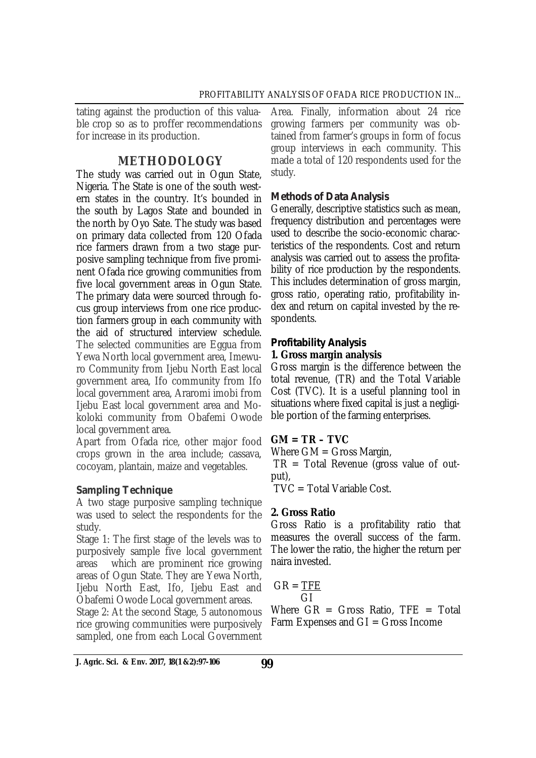tating against the production of this valuable crop so as to proffer recommendations for increase in its production.

## METHODOLOGY

The study was carried out in Ogun State, Nigeria. The State is one of the south western states in the country. It's bounded in the south by Lagos State and bounded in the north by Oyo Sate. The study was based on primary data collected from 120 Ofada rice farmers drawn from a two stage purposive sampling technique from five prominent Ofada rice growing communities from five local government areas in Ogun State. The primary data were sourced through focus group interviews from one rice production farmers group in each community with the aid of structured interview schedule. The selected communities are Eggua from Yewa North local government area, Imewuro Community from Ijebu North East local government area, Ifo community from Ifo local government area, Araromi imobi from Ijebu East local government area and Mokoloki community from Obafemi Owode local government area.

Apart from Ofada rice, other major food crops grown in the area include; cassava, cocoyam, plantain, maize and vegetables.

### Sampling Technique

A two stage purposive sampling technique was used to select the respondents for the study.

Stage 1: The first stage of the levels was to purposively sample five local government areas which are prominent rice growing areas of Ogun State. They are Yewa North, Ijebu North East, Ifo, Ijebu East and Obafemi Owode Local government areas.

Stage 2: At the second Stage, 5 autonomous rice growing communities were purposively sampled, one from each Local Government Area. Finally, information about 24 rice growing farmers per community was obtained from farmer's groups in form of focus group interviews in each community. This made a total of 120 respondents used for the study.

### Methods of Data Analysis

Generally, descriptive statistics such as mean, frequency distribution and percentages were used to describe the socio-economic characteristics of the respondents. Cost and return analysis was carried out to assess the profitability of rice production by the respondents. This includes determination of gross margin, gross ratio, operating ratio, profitability index and return on capital invested by the respondents.

### Profitability Analysis

**1. Gross margin analysis**

Gross margin is the difference between the total revenue, (TR) and the Total Variable Cost (TVC). It is a useful planning tool in situations where fixed capital is just a negligible portion of the farming enterprises.

$$GM = TR - TVC$$

Where GM = Gross Margin,

TR = Total Revenue (gross value of output),

TVC = Total Variable Cost.

**2. Gross Ratio**

Gross Ratio is a profitability ratio that measures the overall success of the farm. The lower the ratio, the higher the return per naira invested.

$$GR = \frac{TFE}{GI}$$

Where GR = Gross Ratio, TFE = Total Farm Expenses and GI = Gross Income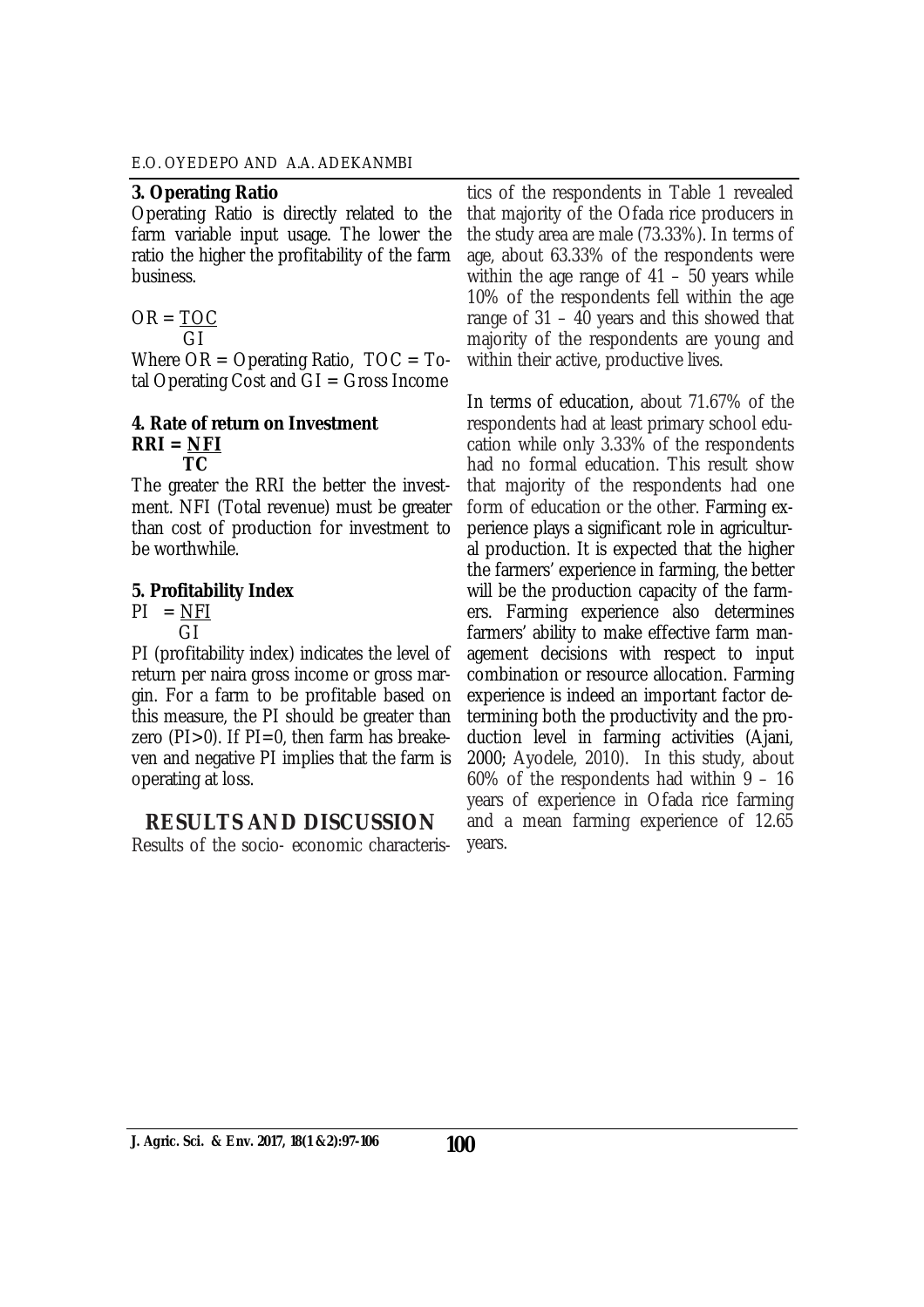**3. Operating Ratio**

Operating Ratio is directly related to the farm variable input usage. The lower the ratio the higher the profitability of the farm business.

$$OR = \frac{TOC}{GI}$$

Where OR = Operating Ratio, TOC = Total Operating Cost and GI = Gross Income

**4. Rate of return on Investment**

$$RRI = \frac{NFI}{TC}$$

The greater the RRI the better the investment. NFI (Total revenue) must be greater than cost of production for investment to be worthwhile.

**5. Profitability Index**

$$PI = \frac{NFI}{GI}$$

PI (profitability index) indicates the level of return per naira gross income or gross margin. For a farm to be profitable based on this measure, the PI should be greater than zero (PI>0). If PI=0, then farm has breakeven and negative PI implies that the farm is operating at loss.

## RESULTS AND DISCUSSION

Results of the socio- economic characteristics of the respondents in Table 1 revealed that majority of the Ofada rice producers in the study area are male (73.33%). In terms of age, about 63.33% of the respondents were within the age range of 41 – 50 years while 10% of the respondents fell within the age range of 31 – 40 years and this showed that majority of the respondents are young and within their active, productive lives.

In terms of education, about 71.67% of the respondents had at least primary school education while only 3.33% of the respondents had no formal education. This result show that majority of the respondents had one form of education or the other. Farming experience plays a significant role in agricultural production. It is expected that the higher the farmers' experience in farming, the better will be the production capacity of the farmers. Farming experience also determines farmers' ability to make effective farm management decisions with respect to input combination or resource allocation. Farming experience is indeed an important factor determining both the productivity and the production level in farming activities (Ajani, 2000; Ayodele, 2010). In this study, about 60% of the respondents had within 9 – 16 years of experience in Ofada rice farming and a mean farming experience of 12.65 years.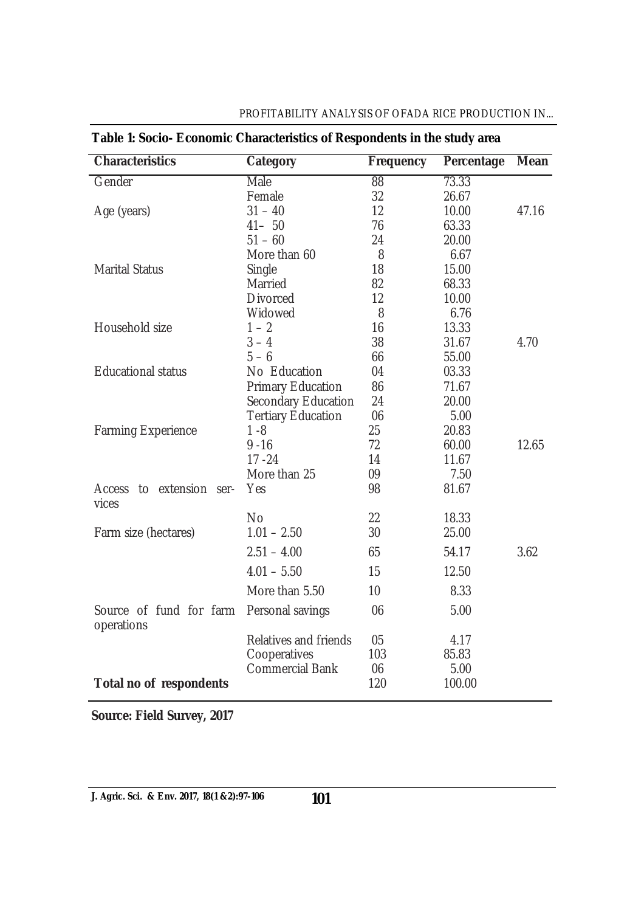**Table 1: Socio- Economic Characteristics of Respondents in the study area**

| Characteristics | Category | Frequency | Percentage | Mean |
|---|---|---|---|---|
| Gender | Male | 88 | 73.33 | |
| | Female | 32 | 26.67 | |
| Age (years) | 31 – 40 | 12 | 10.00 | 47.16 |
| | 41– 50 | 76 | 63.33 | |
| | 51 – 60 | 24 | 20.00 | |
| | More than 60 | 8 | 6.67 | |
| Marital Status | Single | 18 | 15.00 | |
| | Married | 82 | 68.33 | |
| | Divorced | 12 | 10.00 | |
| | Widowed | 8 | 6.76 | |
| Household size | 1 – 2 | 16 | 13.33 | |
| | 3 – 4 | 38 | 31.67 | 4.70 |
| | 5 – 6 | 66 | 55.00 | |
| Educational status | No Education | 04 | 03.33 | |
| | Primary Education | 86 | 71.67 | |
| | Secondary Education | 24 | 20.00 | |
| | Tertiary Education | 06 | 5.00 | |
| Farming Experience | 1 -8 | 25 | 20.83 | |
| | 9 -16 | 72 | 60.00 | 12.65 |
| | 17 -24 | 14 | 11.67 | |
| | More than 25 | 09 | 7.50 | |
| Access to extension services | Yes | 98 | 81.67 | |
| | No | 22 | 18.33 | |
| Farm size (hectares) | 1.01 – 2.50 | 30 | 25.00 | |
| | 2.51 – 4.00 | 65 | 54.17 | 3.62 |
| | 4.01 – 5.50 | 15 | 12.50 | |
| | More than 5.50 | 10 | 8.33 | |
| Source of fund for farm operations | Personal savings | 06 | 5.00 | |
| | Relatives and friends | 05 | 4.17 | |
| | Cooperatives | 103 | 85.83 | |
| | Commercial Bank | 06 | 5.00 | |
| **Total no of respondents** | | 120 | 100.00 | |

**Source: Field Survey, 2017**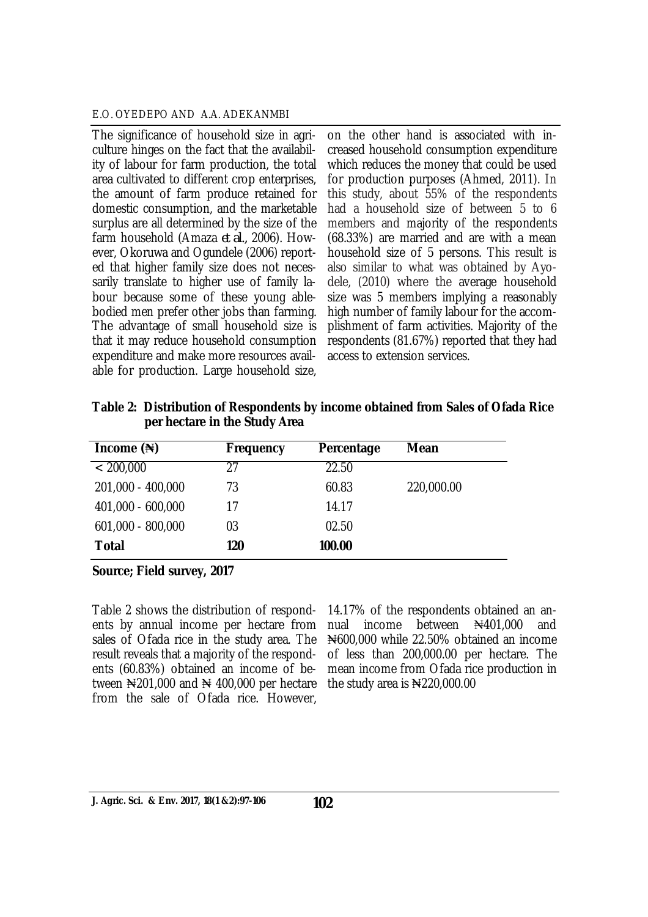The significance of household size in agriculture hinges on the fact that the availability of labour for farm production, the total area cultivated to different crop enterprises, the amount of farm produce retained for domestic consumption, and the marketable surplus are all determined by the size of the farm household (Amaza *et al.*, 2006). However, Okoruwa and Ogundele (2006) reported that higher family size does not necessarily translate to higher use of family labour because some of these young able-bodied men prefer other jobs than farming. The advantage of small household size is that it may reduce household consumption expenditure and make more resources available for production. Large household size, on the other hand is associated with increased household consumption expenditure which reduces the money that could be used for production purposes (Ahmed, 2011). In this study, about 55% of the respondents had a household size of between 5 to 6 members and majority of the respondents (68.33%) are married and are with a mean household size of 5 persons. This result is also similar to what was obtained by Ayodele, (2010) where the average household size was 5 members implying a reasonably high number of family labour for the accomplishment of farm activities. Majority of the respondents (81.67%) reported that they had access to extension services.

**Table 2: Distribution of Respondents by income obtained from Sales of Ofada Rice per hectare in the Study Area**

| Income (₦) | Frequency | Percentage | Mean |
|---|---|---|---|
| < 200,000 | 27 | 22.50 | |
| 201,000 - 400,000 | 73 | 60.83 | 220,000.00 |
| 401,000 - 600,000 | 17 | 14.17 | |
| 601,000 - 800,000 | 03 | 02.50 | |
| **Total** | **120** | **100.00** | |

**Source; Field survey, 2017**

Table 2 shows the distribution of respondents by annual income per hectare from sales of Ofada rice in the study area. The result reveals that a majority of the respondents (60.83%) obtained an income of between ₦201,000 and ₦ 400,000 per hectare from the sale of Ofada rice. However, 14.17% of the respondents obtained an annual income between ₦401,000 and ₦600,000 while 22.50% obtained an income of less than 200,000.00 per hectare. The mean income from Ofada rice production in the study area is ₦220,000.00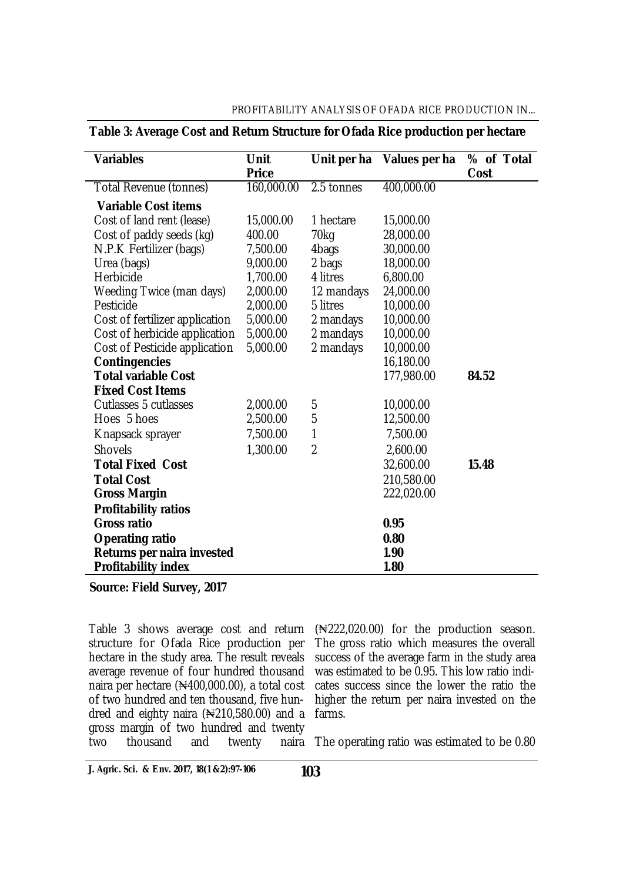**Table 3: Average Cost and Return Structure for Ofada Rice production per hectare**

| Variables | Unit Price | Unit per ha | Values per ha | % of Total Cost |
|---|---|---|---|---|
| Total Revenue (tonnes) | 160,000.00 | 2.5 tonnes | 400,000.00 | |
| **Variable Cost items** | | | | |
| Cost of land rent (lease) | 15,000.00 | 1 hectare | 15,000.00 | |
| Cost of paddy seeds (kg) | 400.00 | 70kg | 28,000.00 | |
| N.P.K Fertilizer (bags) | 7,500.00 | 4bags | 30,000.00 | |
| Urea (bags) | 9,000.00 | 2 bags | 18,000.00 | |
| Herbicide | 1,700.00 | 4 litres | 6,800.00 | |
| Weeding Twice (man days) | 2,000.00 | 12 mandays | 24,000.00 | |
| Pesticide | 2,000.00 | 5 litres | 10,000.00 | |
| Cost of fertilizer application | 5,000.00 | 2 mandays | 10,000.00 | |
| Cost of herbicide application | 5,000.00 | 2 mandays | 10,000.00 | |
| Cost of Pesticide application | 5,000.00 | 2 mandays | 10,000.00 | |
| **Contingencies** | | | 16,180.00 | |
| **Total variable Cost** | | | 177,980.00 | **84.52** |
| **Fixed Cost Items** | | | | |
| Cutlasses 5 cutlasses | 2,000.00 | 5 | 10,000.00 | |
| Hoes 5 hoes | 2,500.00 | 5 | 12,500.00 | |
| Knapsack sprayer | 7,500.00 | 1 | 7,500.00 | |
| Shovels | 1,300.00 | 2 | 2,600.00 | |
| **Total Fixed Cost** | | | 32,600.00 | **15.48** |
| **Total Cost** | | | 210,580.00 | |
| **Gross Margin** | | | 222,020.00 | |
| **Profitability ratios** | | | | |
| **Gross ratio** | | | **0.95** | |
| **Operating ratio** | | | **0.80** | |
| **Returns per naira invested** | | | **1.90** | |
| **Profitability index** | | | **1.80** | |

**Source: Field Survey, 2017**

Table 3 shows average cost and return structure for Ofada Rice production per hectare in the study area. The result reveals average revenue of four hundred thousand naira per hectare (₦400,000.00), a total cost of two hundred and ten thousand, five hundred and eighty naira (₦210,580.00) and a gross margin of two hundred and twenty two thousand and twenty naira (₦222,020.00) for the production season. The gross ratio which measures the overall success of the average farm in the study area was estimated to be 0.95. This low ratio indicates success since the lower the ratio the higher the return per naira invested on the farms.

The operating ratio was estimated to be 0.80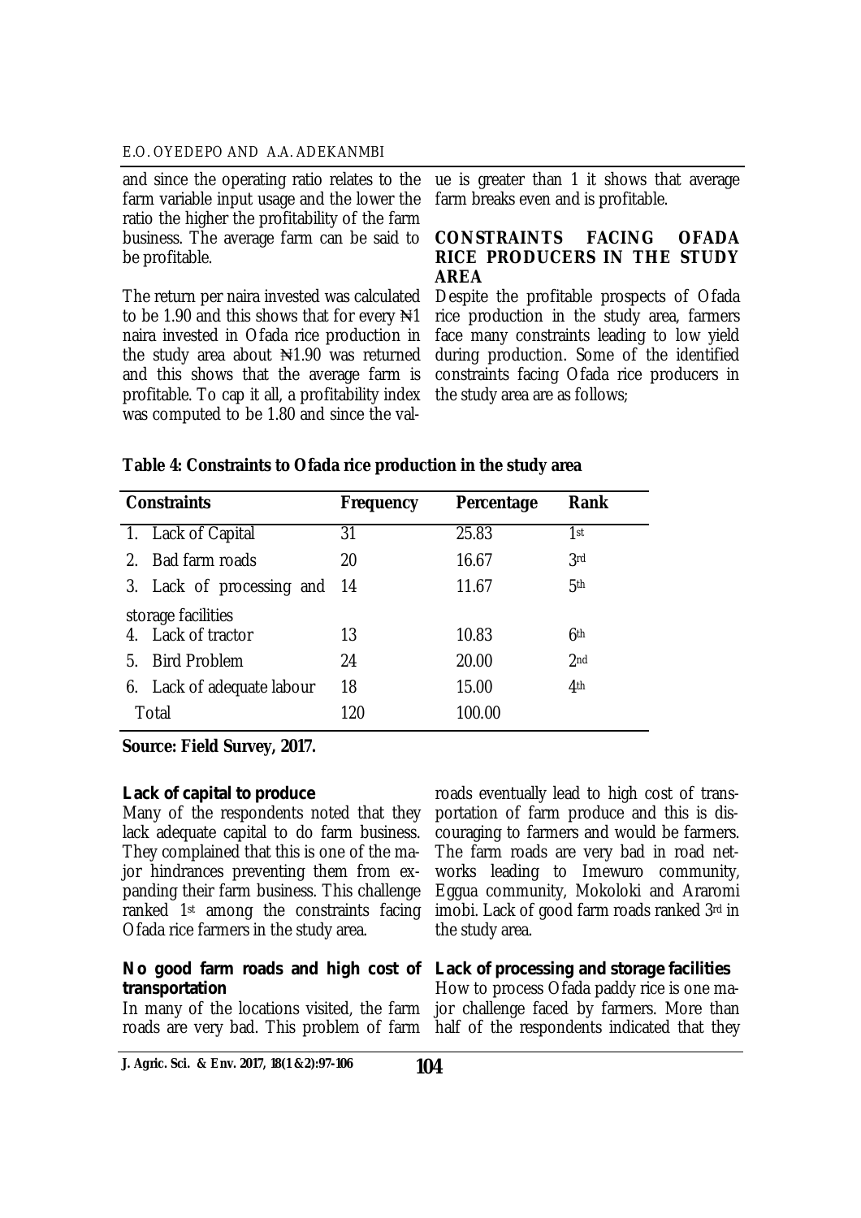and since the operating ratio relates to the farm variable input usage and the lower the ratio the higher the profitability of the farm business. The average farm can be said to be profitable.

The return per naira invested was calculated to be 1.90 and this shows that for every ₦1 naira invested in Ofada rice production in the study area about ₦1.90 was returned and this shows that the average farm is profitable. To cap it all, a profitability index was computed to be 1.80 and since the value is greater than 1 it shows that average farm breaks even and is profitable.

## CONSTRAINTS FACING OFADA RICE PRODUCERS IN THE STUDY AREA

Despite the profitable prospects of Ofada rice production in the study area, farmers face many constraints leading to low yield during production. Some of the identified constraints facing Ofada rice producers in the study area are as follows;

**Table 4: Constraints to Ofada rice production in the study area**

| Constraints | Frequency | Percentage | Rank |
|---|---|---|---|
| 1. Lack of Capital | 31 | 25.83 | 1st |
| 2. Bad farm roads | 20 | 16.67 | 3rd |
| 3. Lack of processing and storage facilities | 14 | 11.67 | 5th |
| 4. Lack of tractor | 13 | 10.83 | 6th |
| 5. Bird Problem | 24 | 20.00 | 2nd |
| 6. Lack of adequate labour | 18 | 15.00 | 4th |
| Total | 120 | 100.00 | |

**Source: Field Survey, 2017.**

### Lack of capital to produce

Many of the respondents noted that they lack adequate capital to do farm business. They complained that this is one of the major hindrances preventing them from expanding their farm business. This challenge ranked 1st among the constraints facing Ofada rice farmers in the study area.

### No good farm roads and high cost of transportation

In many of the locations visited, the farm roads are very bad. This problem of farm roads eventually lead to high cost of transportation of farm produce and this is discouraging to farmers and would be farmers. The farm roads are very bad in road networks leading to Imewuro community, Eggua community, Mokoloki and Araromi imobi. Lack of good farm roads ranked 3rd in the study area.

### Lack of processing and storage facilities

How to process Ofada paddy rice is one major challenge faced by farmers. More than half of the respondents indicated that they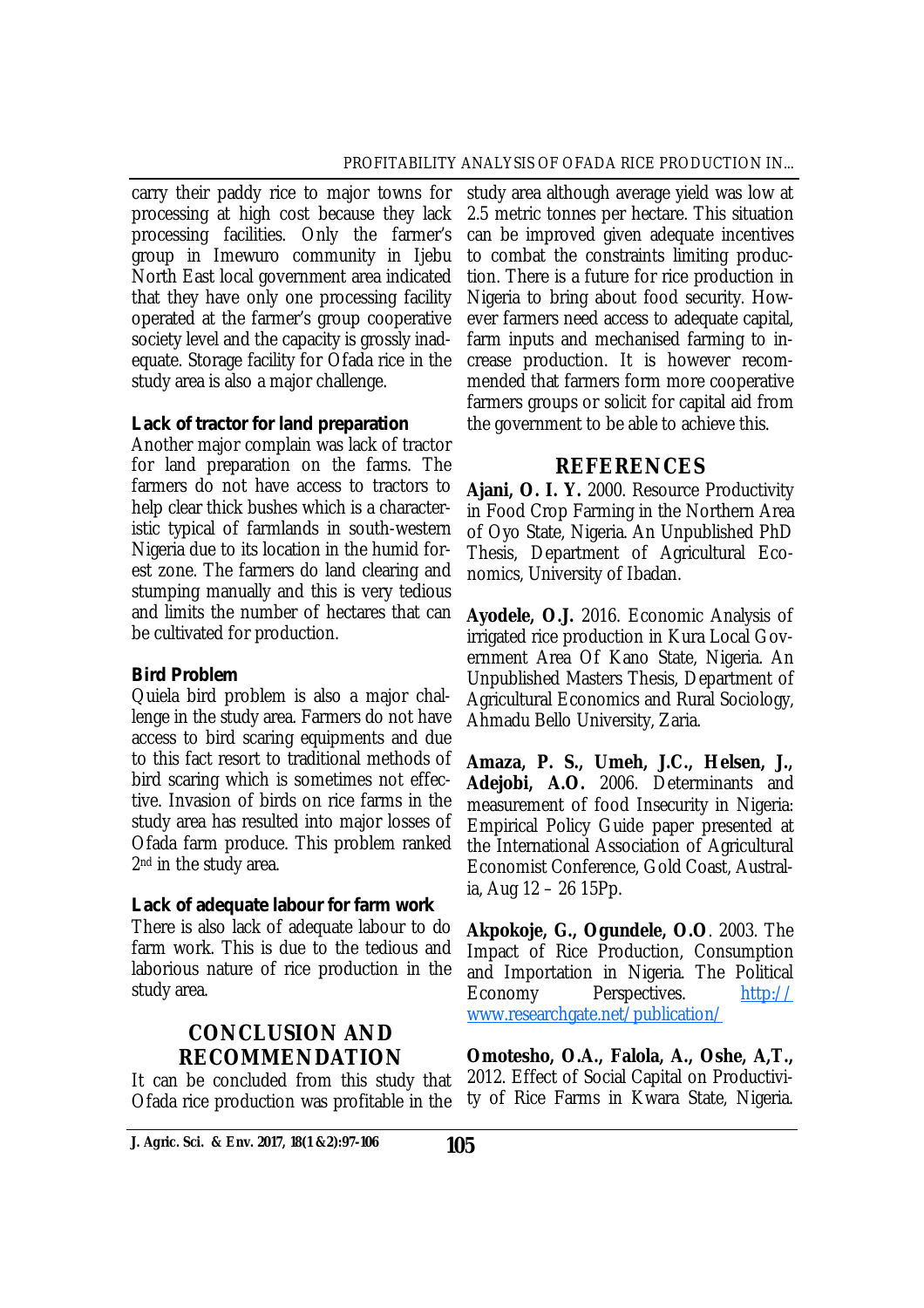carry their paddy rice to major towns for processing at high cost because they lack processing facilities. Only the farmer's group in Imewuro community in Ijebu North East local government area indicated that they have only one processing facility operated at the farmer's group cooperative society level and the capacity is grossly inadequate. Storage facility for Ofada rice in the study area is also a major challenge.

### Lack of tractor for land preparation

Another major complain was lack of tractor for land preparation on the farms. The farmers do not have access to tractors to help clear thick bushes which is a characteristic typical of farmlands in south-western Nigeria due to its location in the humid forest zone. The farmers do land clearing and stumping manually and this is very tedious and limits the number of hectares that can be cultivated for production.

### Bird Problem

Quiela bird problem is also a major challenge in the study area. Farmers do not have access to bird scaring equipments and due to this fact resort to traditional methods of bird scaring which is sometimes not effective. Invasion of birds on rice farms in the study area has resulted into major losses of Ofada farm produce. This problem ranked 2nd in the study area.

### Lack of adequate labour for farm work

There is also lack of adequate labour to do farm work. This is due to the tedious and laborious nature of rice production in the study area.

## CONCLUSION AND RECOMMENDATION

It can be concluded from this study that Ofada rice production was profitable in the study area although average yield was low at 2.5 metric tonnes per hectare. This situation can be improved given adequate incentives to combat the constraints limiting production. There is a future for rice production in Nigeria to bring about food security. However farmers need access to adequate capital, farm inputs and mechanised farming to increase production. It is however recommended that farmers form more cooperative farmers groups or solicit for capital aid from the government to be able to achieve this.

## REFERENCES

**Ajani, O. I. Y.** 2000. Resource Productivity in Food Crop Farming in the Northern Area of Oyo State, Nigeria. An Unpublished PhD Thesis, Department of Agricultural Economics, University of Ibadan.

**Ayodele, O.J.** 2016. Economic Analysis of irrigated rice production in Kura Local Government Area Of Kano State, Nigeria. An Unpublished Masters Thesis, Department of Agricultural Economics and Rural Sociology, Ahmadu Bello University, Zaria.

**Amaza, P. S., Umeh, J.C., Helsen, J., Adejobi, A.O.** 2006. Determinants and measurement of food Insecurity in Nigeria: Empirical Policy Guide paper presented at the International Association of Agricultural Economist Conference, Gold Coast, Australia, Aug 12 – 26 15Pp.

**Akpokoje, G., Ogundele, O.O**. 2003. The Impact of Rice Production, Consumption and Importation in Nigeria. The Political Economy Perspectives. http://www.researchgate.net/publication/

**Omotesho, O.A., Falola, A., Oshe, A,T.,** 2012. Effect of Social Capital on Productivity of Rice Farms in Kwara State, Nigeria.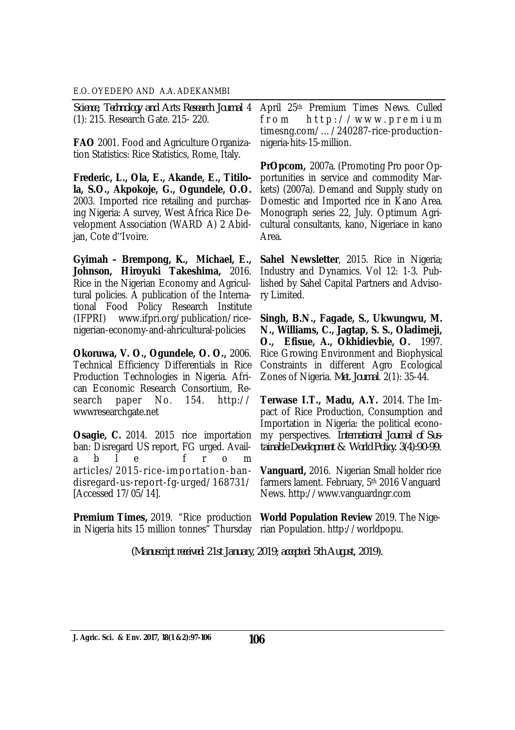*Science, Technology and Arts Research Journal* 4 (1): 215. Research Gate. 215- 220.

**FAO** 2001. Food and Agriculture Organization Statistics: Rice Statistics, Rome, Italy.

**Frederic, L., Ola, E., Akande, E., Titilola, S.O., Akpokoje, G., Ogundele, O.O.** 2003. Imported rice retailing and purchasing Nigeria: A survey, West Africa Rice Development Association (WARD A) 2 Abidjan, Cote d"Ivoire.

**Gyimah – Brempong, K., Michael, E., Johnson, Hiroyuki Takeshima,** 2016. Rice in the Nigerian Economy and Agricultural policies. A publication of the International Food Policy Research Institute (IFPRI) www.ifpri.org/publication/rice-nigerian-economy-and-ahricultural-policies

**Okoruwa, V. O., Ogundele, O. O.,** 2006. Technical Efficiency Differentials in Rice Production Technologies in Nigeria. African Economic Research Consortium, Research paper No. 154. http://wwwresearchgate.net

**Osagie, C.** 2014. 2015 rice importation ban: Disregard US report, FG urged. Available from articles/2015-rice-importation-ban-disregard-us-report-fg-urged/168731/ [Accessed 17/05/14].

**Premium Times,** 2019. "Rice production in Nigeria hits 15 million tonnes" Thursday April 25th Premium Times News. Culled from http://www.premiumtimesng.com/…/240287-rice-production-nigeria-hits-15-million.

**PrOpcom,** 2007a. (Promoting Pro poor Opportunities in service and commodity Markets) (2007a). Demand and Supply study on Domestic and Imported rice in Kano Area. Monograph series 22, July. Optimum Agricultural consultants, kano, Nigeriace in kano Area.

**Sahel Newsletter**, 2015. Rice in Nigeria; Industry and Dynamics. Vol 12: 1-3. Published by Sahel Capital Partners and Advisory Limited.

**Singh, B.N., Fagade, S., Ukwungwu, M. N., Williams, C., Jagtap, S. S., Oladimeji, O., Efisue, A., Okhidievbie, O.** 1997. Rice Growing Environment and Biophysical Constraints in different Agro Ecological Zones of Nigeria. *Met. Journal.* 2(1): 35-44.

**Terwase I.T., Madu, A.Y.** 2014. The Impact of Rice Production, Consumption and Importation in Nigeria: the political economy perspectives. *International Journal of Sustainable Development & World Policy.* 3(4):90-99.

**Vanguard,** 2016. Nigerian Small holder rice farmers lament. February, 5th 2016 Vanguard News. http://www.vanguardngr.com

**World Population Review** 2019. The Nigerian Population. http://worldpopu.

*(Manuscript received: 21st January, 2019; accepted: 5th August, 2019).*